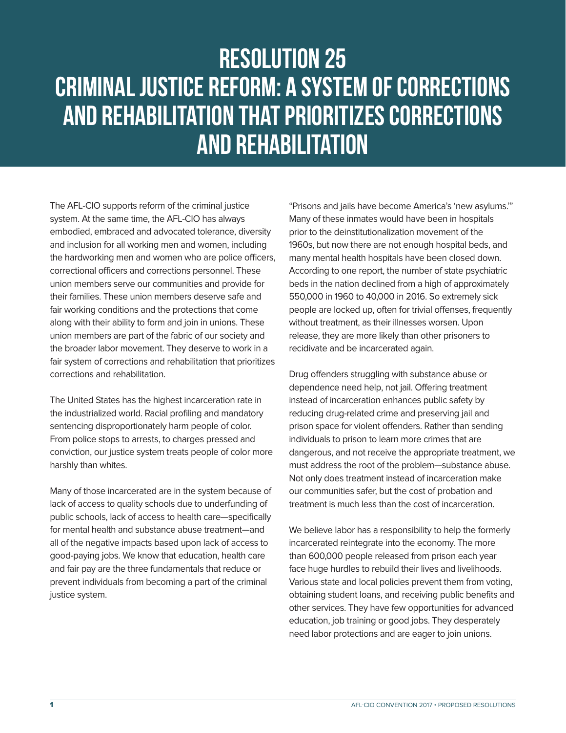# RESOLUTION 25
# CRIMINAL JUSTICE REFORM: A SYSTEM OF CORRECTIONS AND REHABILITATION THAT PRIORITIZES CORRECTIONS AND REHABILITATION

The AFL-CIO supports reform of the criminal justice system. At the same time, the AFL-CIO has always embodied, embraced and advocated tolerance, diversity and inclusion for all working men and women, including the hardworking men and women who are police officers, correctional officers and corrections personnel. These union members serve our communities and provide for their families. These union members deserve safe and fair working conditions and the protections that come along with their ability to form and join in unions. These union members are part of the fabric of our society and the broader labor movement. They deserve to work in a fair system of corrections and rehabilitation that prioritizes corrections and rehabilitation.

The United States has the highest incarceration rate in the industrialized world. Racial profiling and mandatory sentencing disproportionately harm people of color. From police stops to arrests, to charges pressed and conviction, our justice system treats people of color more harshly than whites.

Many of those incarcerated are in the system because of lack of access to quality schools due to underfunding of public schools, lack of access to health care—specifically for mental health and substance abuse treatment—and all of the negative impacts based upon lack of access to good-paying jobs. We know that education, health care and fair pay are the three fundamentals that reduce or prevent individuals from becoming a part of the criminal justice system.

"Prisons and jails have become America's 'new asylums.'" Many of these inmates would have been in hospitals prior to the deinstitutionalization movement of the 1960s, but now there are not enough hospital beds, and many mental health hospitals have been closed down. According to one report, the number of state psychiatric beds in the nation declined from a high of approximately 550,000 in 1960 to 40,000 in 2016. So extremely sick people are locked up, often for trivial offenses, frequently without treatment, as their illnesses worsen. Upon release, they are more likely than other prisoners to recidivate and be incarcerated again.

Drug offenders struggling with substance abuse or dependence need help, not jail. Offering treatment instead of incarceration enhances public safety by reducing drug-related crime and preserving jail and prison space for violent offenders. Rather than sending individuals to prison to learn more crimes that are dangerous, and not receive the appropriate treatment, we must address the root of the problem—substance abuse. Not only does treatment instead of incarceration make our communities safer, but the cost of probation and treatment is much less than the cost of incarceration.

We believe labor has a responsibility to help the formerly incarcerated reintegrate into the economy. The more than 600,000 people released from prison each year face huge hurdles to rebuild their lives and livelihoods. Various state and local policies prevent them from voting, obtaining student loans, and receiving public benefits and other services. They have few opportunities for advanced education, job training or good jobs. They desperately need labor protections and are eager to join unions.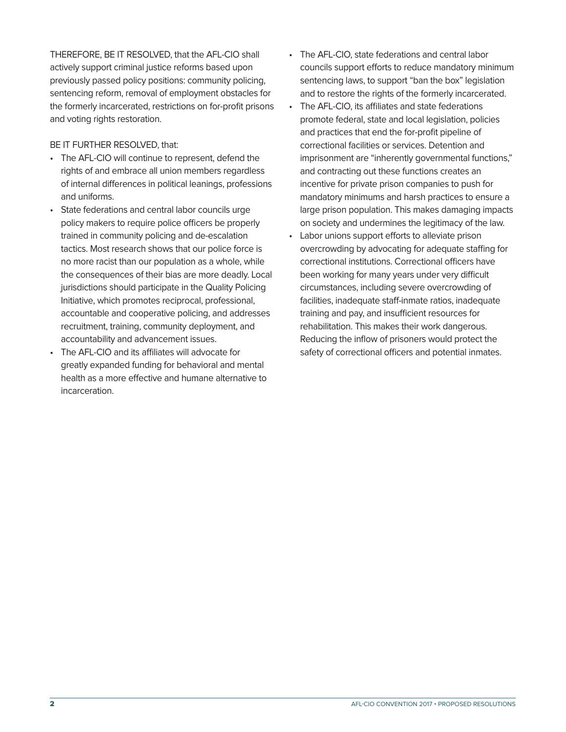THEREFORE, BE IT RESOLVED, that the AFL-CIO shall actively support criminal justice reforms based upon previously passed policy positions: community policing, sentencing reform, removal of employment obstacles for the formerly incarcerated, restrictions on for-profit prisons and voting rights restoration.

BE IT FURTHER RESOLVED, that:

- The AFL-CIO will continue to represent, defend the rights of and embrace all union members regardless of internal differences in political leanings, professions and uniforms.
- State federations and central labor councils urge policy makers to require police officers be properly trained in community policing and de-escalation tactics. Most research shows that our police force is no more racist than our population as a whole, while the consequences of their bias are more deadly. Local jurisdictions should participate in the Quality Policing Initiative, which promotes reciprocal, professional, accountable and cooperative policing, and addresses recruitment, training, community deployment, and accountability and advancement issues.
- The AFL-CIO and its affiliates will advocate for greatly expanded funding for behavioral and mental health as a more effective and humane alternative to incarceration.
- The AFL-CIO, state federations and central labor councils support efforts to reduce mandatory minimum sentencing laws, to support "ban the box" legislation and to restore the rights of the formerly incarcerated.
- The AFL-CIO, its affiliates and state federations promote federal, state and local legislation, policies and practices that end the for-profit pipeline of correctional facilities or services. Detention and imprisonment are "inherently governmental functions," and contracting out these functions creates an incentive for private prison companies to push for mandatory minimums and harsh practices to ensure a large prison population. This makes damaging impacts on society and undermines the legitimacy of the law.
- Labor unions support efforts to alleviate prison overcrowding by advocating for adequate staffing for correctional institutions. Correctional officers have been working for many years under very difficult circumstances, including severe overcrowding of facilities, inadequate staff-inmate ratios, inadequate training and pay, and insufficient resources for rehabilitation. This makes their work dangerous. Reducing the inflow of prisoners would protect the safety of correctional officers and potential inmates.